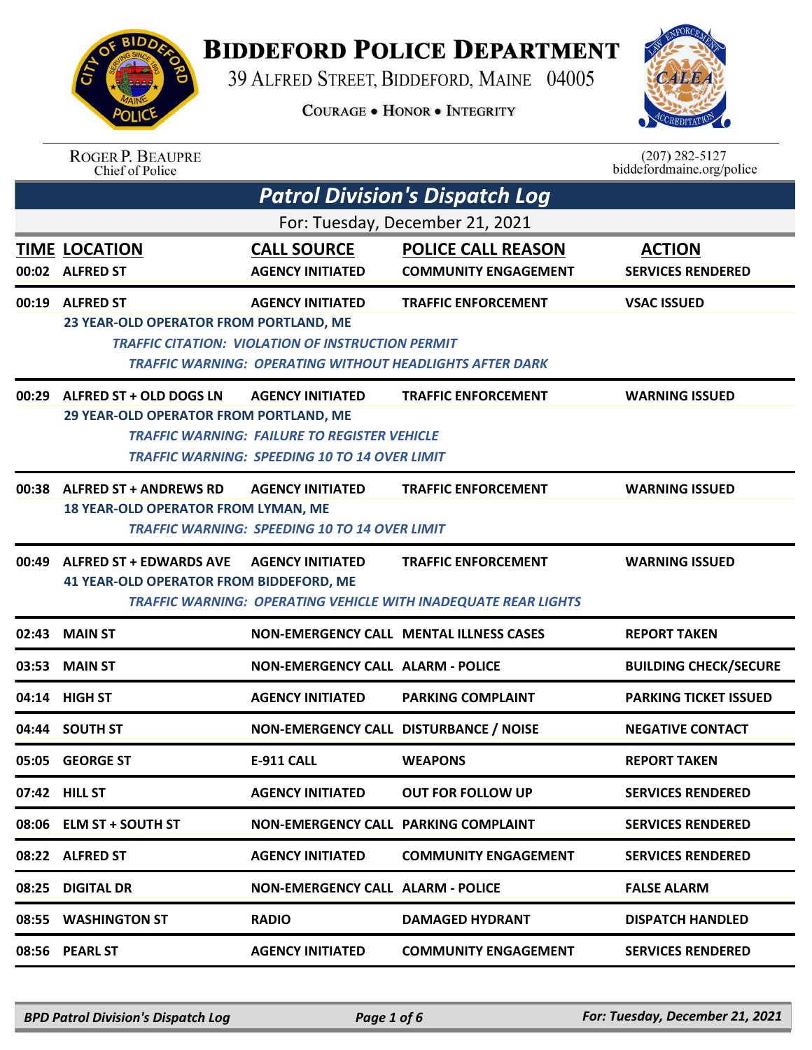# Biddeford Police Department

39 Alfred Street, Biddeford, Maine 04005

Courage • Honor • Integrity

Roger P. Beaupre
Chief of Police

(207) 282-5127
biddefordmaine.org/police

## Patrol Division's Dispatch Log

For: Tuesday, December 21, 2021

| TIME | LOCATION | CALL SOURCE | POLICE CALL REASON | ACTION |
|---|---|---|---|---|
| 00:02 | ALFRED ST | AGENCY INITIATED | COMMUNITY ENGAGEMENT | SERVICES RENDERED |
| 00:19 | ALFRED ST | AGENCY INITIATED | TRAFFIC ENFORCEMENT | VSAC ISSUED |
| | 23 YEAR-OLD OPERATOR FROM PORTLAND, ME<br>*TRAFFIC CITATION: VIOLATION OF INSTRUCTION PERMIT*<br>*TRAFFIC WARNING: OPERATING WITHOUT HEADLIGHTS AFTER DARK* | | | |
| 00:29 | ALFRED ST + OLD DOGS LN | AGENCY INITIATED | TRAFFIC ENFORCEMENT | WARNING ISSUED |
| | 29 YEAR-OLD OPERATOR FROM PORTLAND, ME<br>*TRAFFIC WARNING: FAILURE TO REGISTER VEHICLE*<br>*TRAFFIC WARNING: SPEEDING 10 TO 14 OVER LIMIT* | | | |
| 00:38 | ALFRED ST + ANDREWS RD | AGENCY INITIATED | TRAFFIC ENFORCEMENT | WARNING ISSUED |
| | 18 YEAR-OLD OPERATOR FROM LYMAN, ME<br>*TRAFFIC WARNING: SPEEDING 10 TO 14 OVER LIMIT* | | | |
| 00:49 | ALFRED ST + EDWARDS AVE | AGENCY INITIATED | TRAFFIC ENFORCEMENT | WARNING ISSUED |
| | 41 YEAR-OLD OPERATOR FROM BIDDEFORD, ME<br>*TRAFFIC WARNING: OPERATING VEHICLE WITH INADEQUATE REAR LIGHTS* | | | |
| 02:43 | MAIN ST | NON-EMERGENCY CALL | MENTAL ILLNESS CASES | REPORT TAKEN |
| 03:53 | MAIN ST | NON-EMERGENCY CALL | ALARM - POLICE | BUILDING CHECK/SECURE |
| 04:14 | HIGH ST | AGENCY INITIATED | PARKING COMPLAINT | PARKING TICKET ISSUED |
| 04:44 | SOUTH ST | NON-EMERGENCY CALL | DISTURBANCE / NOISE | NEGATIVE CONTACT |
| 05:05 | GEORGE ST | E-911 CALL | WEAPONS | REPORT TAKEN |
| 07:42 | HILL ST | AGENCY INITIATED | OUT FOR FOLLOW UP | SERVICES RENDERED |
| 08:06 | ELM ST + SOUTH ST | NON-EMERGENCY CALL | PARKING COMPLAINT | SERVICES RENDERED |
| 08:22 | ALFRED ST | AGENCY INITIATED | COMMUNITY ENGAGEMENT | SERVICES RENDERED |
| 08:25 | DIGITAL DR | NON-EMERGENCY CALL | ALARM - POLICE | FALSE ALARM |
| 08:55 | WASHINGTON ST | RADIO | DAMAGED HYDRANT | DISPATCH HANDLED |
| 08:56 | PEARL ST | AGENCY INITIATED | COMMUNITY ENGAGEMENT | SERVICES RENDERED |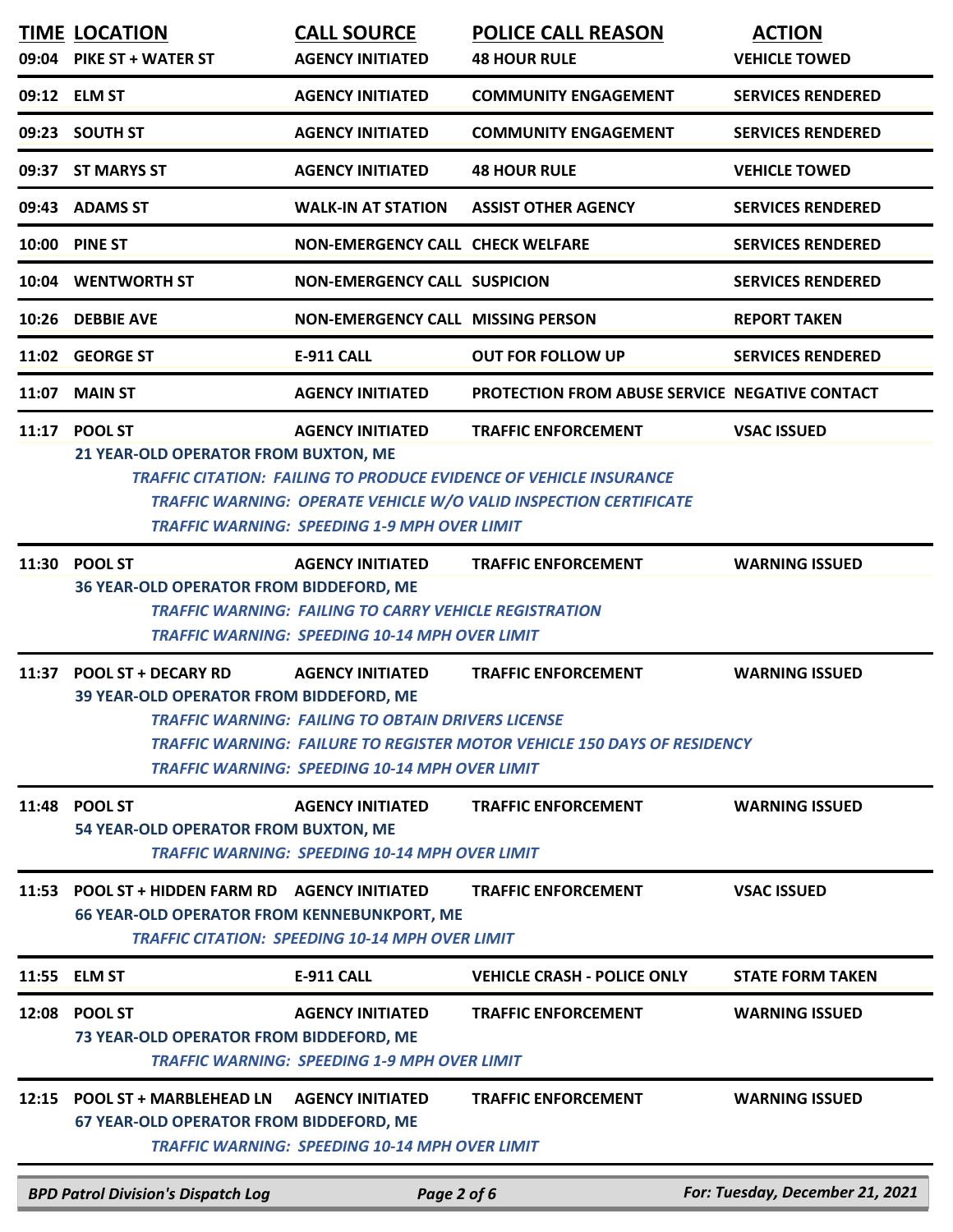| TIME | LOCATION | CALL SOURCE | POLICE CALL REASON | ACTION |
|---|---|---|---|---|
| 09:04 | PIKE ST + WATER ST | AGENCY INITIATED | 48 HOUR RULE | VEHICLE TOWED |
| 09:12 | ELM ST | AGENCY INITIATED | COMMUNITY ENGAGEMENT | SERVICES RENDERED |
| 09:23 | SOUTH ST | AGENCY INITIATED | COMMUNITY ENGAGEMENT | SERVICES RENDERED |
| 09:37 | ST MARYS ST | AGENCY INITIATED | 48 HOUR RULE | VEHICLE TOWED |
| 09:43 | ADAMS ST | WALK-IN AT STATION | ASSIST OTHER AGENCY | SERVICES RENDERED |
| 10:00 | PINE ST | NON-EMERGENCY CALL | CHECK WELFARE | SERVICES RENDERED |
| 10:04 | WENTWORTH ST | NON-EMERGENCY CALL | SUSPICION | SERVICES RENDERED |
| 10:26 | DEBBIE AVE | NON-EMERGENCY CALL | MISSING PERSON | REPORT TAKEN |
| 11:02 | GEORGE ST | E-911 CALL | OUT FOR FOLLOW UP | SERVICES RENDERED |
| 11:07 | MAIN ST | AGENCY INITIATED | PROTECTION FROM ABUSE SERVICE | NEGATIVE CONTACT |
| 11:17 | POOL ST | AGENCY INITIATED | TRAFFIC ENFORCEMENT | VSAC ISSUED |
| | 21 YEAR-OLD OPERATOR FROM BUXTON, ME<br>*TRAFFIC CITATION: FAILING TO PRODUCE EVIDENCE OF VEHICLE INSURANCE*<br>*TRAFFIC WARNING: OPERATE VEHICLE W/O VALID INSPECTION CERTIFICATE*<br>*TRAFFIC WARNING: SPEEDING 1-9 MPH OVER LIMIT* | | | |
| 11:30 | POOL ST | AGENCY INITIATED | TRAFFIC ENFORCEMENT | WARNING ISSUED |
| | 36 YEAR-OLD OPERATOR FROM BIDDEFORD, ME<br>*TRAFFIC WARNING: FAILING TO CARRY VEHICLE REGISTRATION*<br>*TRAFFIC WARNING: SPEEDING 10-14 MPH OVER LIMIT* | | | |
| 11:37 | POOL ST + DECARY RD | AGENCY INITIATED | TRAFFIC ENFORCEMENT | WARNING ISSUED |
| | 39 YEAR-OLD OPERATOR FROM BIDDEFORD, ME<br>*TRAFFIC WARNING: FAILING TO OBTAIN DRIVERS LICENSE*<br>*TRAFFIC WARNING: FAILURE TO REGISTER MOTOR VEHICLE 150 DAYS OF RESIDENCY*<br>*TRAFFIC WARNING: SPEEDING 10-14 MPH OVER LIMIT* | | | |
| 11:48 | POOL ST | AGENCY INITIATED | TRAFFIC ENFORCEMENT | WARNING ISSUED |
| | 54 YEAR-OLD OPERATOR FROM BUXTON, ME<br>*TRAFFIC WARNING: SPEEDING 10-14 MPH OVER LIMIT* | | | |
| 11:53 | POOL ST + HIDDEN FARM RD | AGENCY INITIATED | TRAFFIC ENFORCEMENT | VSAC ISSUED |
| | 66 YEAR-OLD OPERATOR FROM KENNEBUNKPORT, ME<br>*TRAFFIC CITATION: SPEEDING 10-14 MPH OVER LIMIT* | | | |
| 11:55 | ELM ST | E-911 CALL | VEHICLE CRASH - POLICE ONLY | STATE FORM TAKEN |
| 12:08 | POOL ST | AGENCY INITIATED | TRAFFIC ENFORCEMENT | WARNING ISSUED |
| | 73 YEAR-OLD OPERATOR FROM BIDDEFORD, ME<br>*TRAFFIC WARNING: SPEEDING 1-9 MPH OVER LIMIT* | | | |
| 12:15 | POOL ST + MARBLEHEAD LN | AGENCY INITIATED | TRAFFIC ENFORCEMENT | WARNING ISSUED |
| | 67 YEAR-OLD OPERATOR FROM BIDDEFORD, ME<br>*TRAFFIC WARNING: SPEEDING 10-14 MPH OVER LIMIT* | | | |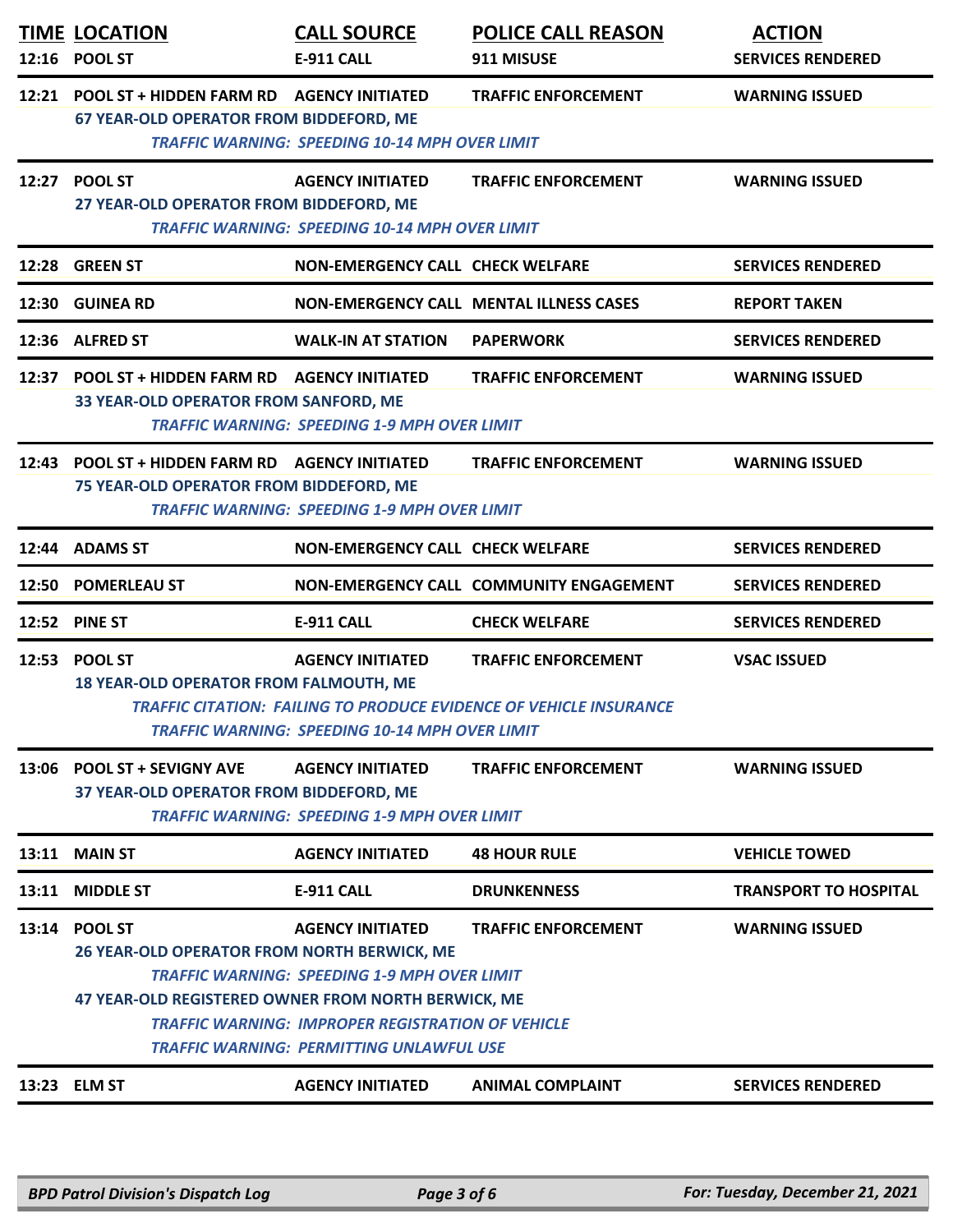| TIME | LOCATION | CALL SOURCE | POLICE CALL REASON | ACTION |
|---|---|---|---|---|
| 12:16 | POOL ST | E-911 CALL | 911 MISUSE | SERVICES RENDERED |
| 12:21 | POOL ST + HIDDEN FARM RD | AGENCY INITIATED | TRAFFIC ENFORCEMENT | WARNING ISSUED |
| | 67 YEAR-OLD OPERATOR FROM BIDDEFORD, ME | | | |
| | *TRAFFIC WARNING: SPEEDING 10-14 MPH OVER LIMIT* | | | |
| 12:27 | POOL ST | AGENCY INITIATED | TRAFFIC ENFORCEMENT | WARNING ISSUED |
| | 27 YEAR-OLD OPERATOR FROM BIDDEFORD, ME | | | |
| | *TRAFFIC WARNING: SPEEDING 10-14 MPH OVER LIMIT* | | | |
| 12:28 | GREEN ST | NON-EMERGENCY CALL | CHECK WELFARE | SERVICES RENDERED |
| 12:30 | GUINEA RD | NON-EMERGENCY CALL | MENTAL ILLNESS CASES | REPORT TAKEN |
| 12:36 | ALFRED ST | WALK-IN AT STATION | PAPERWORK | SERVICES RENDERED |
| 12:37 | POOL ST + HIDDEN FARM RD | AGENCY INITIATED | TRAFFIC ENFORCEMENT | WARNING ISSUED |
| | 33 YEAR-OLD OPERATOR FROM SANFORD, ME | | | |
| | *TRAFFIC WARNING: SPEEDING 1-9 MPH OVER LIMIT* | | | |
| 12:43 | POOL ST + HIDDEN FARM RD | AGENCY INITIATED | TRAFFIC ENFORCEMENT | WARNING ISSUED |
| | 75 YEAR-OLD OPERATOR FROM BIDDEFORD, ME | | | |
| | *TRAFFIC WARNING: SPEEDING 1-9 MPH OVER LIMIT* | | | |
| 12:44 | ADAMS ST | NON-EMERGENCY CALL | CHECK WELFARE | SERVICES RENDERED |
| 12:50 | POMERLEAU ST | NON-EMERGENCY CALL | COMMUNITY ENGAGEMENT | SERVICES RENDERED |
| 12:52 | PINE ST | E-911 CALL | CHECK WELFARE | SERVICES RENDERED |
| 12:53 | POOL ST | AGENCY INITIATED | TRAFFIC ENFORCEMENT | VSAC ISSUED |
| | 18 YEAR-OLD OPERATOR FROM FALMOUTH, ME | | | |
| | *TRAFFIC CITATION: FAILING TO PRODUCE EVIDENCE OF VEHICLE INSURANCE* | | | |
| | *TRAFFIC WARNING: SPEEDING 10-14 MPH OVER LIMIT* | | | |
| 13:06 | POOL ST + SEVIGNY AVE | AGENCY INITIATED | TRAFFIC ENFORCEMENT | WARNING ISSUED |
| | 37 YEAR-OLD OPERATOR FROM BIDDEFORD, ME | | | |
| | *TRAFFIC WARNING: SPEEDING 1-9 MPH OVER LIMIT* | | | |
| 13:11 | MAIN ST | AGENCY INITIATED | 48 HOUR RULE | VEHICLE TOWED |
| 13:11 | MIDDLE ST | E-911 CALL | DRUNKENNESS | TRANSPORT TO HOSPITAL |
| 13:14 | POOL ST | AGENCY INITIATED | TRAFFIC ENFORCEMENT | WARNING ISSUED |
| | 26 YEAR-OLD OPERATOR FROM NORTH BERWICK, ME | | | |
| | *TRAFFIC WARNING: SPEEDING 1-9 MPH OVER LIMIT* | | | |
| | 47 YEAR-OLD REGISTERED OWNER FROM NORTH BERWICK, ME | | | |
| | *TRAFFIC WARNING: IMPROPER REGISTRATION OF VEHICLE* | | | |
| | *TRAFFIC WARNING: PERMITTING UNLAWFUL USE* | | | |
| 13:23 | ELM ST | AGENCY INITIATED | ANIMAL COMPLAINT | SERVICES RENDERED |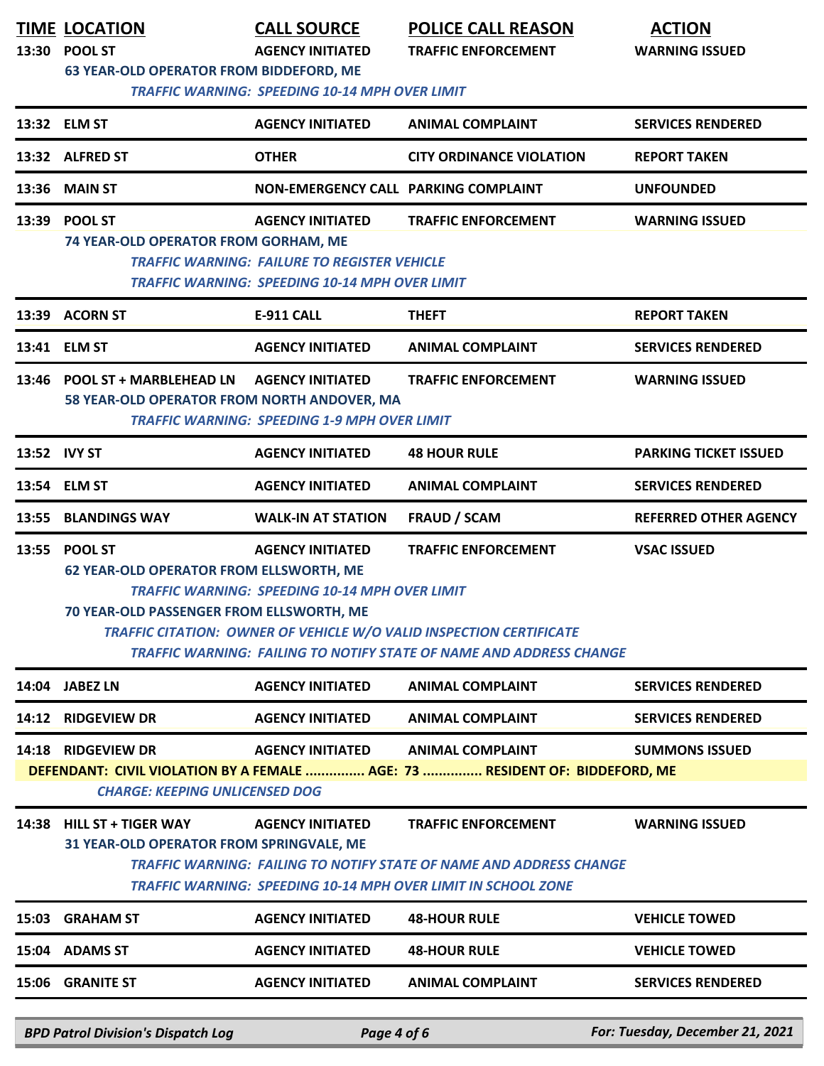| TIME | LOCATION | CALL SOURCE | POLICE CALL REASON | ACTION |
|---|---|---|---|---|
| 13:30 | POOL ST | AGENCY INITIATED | TRAFFIC ENFORCEMENT | WARNING ISSUED |
| | 63 YEAR-OLD OPERATOR FROM BIDDEFORD, ME | | | |
| | *TRAFFIC WARNING: SPEEDING 10-14 MPH OVER LIMIT* | | | |
| 13:32 | ELM ST | AGENCY INITIATED | ANIMAL COMPLAINT | SERVICES RENDERED |
| 13:32 | ALFRED ST | OTHER | CITY ORDINANCE VIOLATION | REPORT TAKEN |
| 13:36 | MAIN ST | NON-EMERGENCY CALL | PARKING COMPLAINT | UNFOUNDED |
| 13:39 | POOL ST | AGENCY INITIATED | TRAFFIC ENFORCEMENT | WARNING ISSUED |
| | 74 YEAR-OLD OPERATOR FROM GORHAM, ME | | | |
| | *TRAFFIC WARNING: FAILURE TO REGISTER VEHICLE* | | | |
| | *TRAFFIC WARNING: SPEEDING 10-14 MPH OVER LIMIT* | | | |
| 13:39 | ACORN ST | E-911 CALL | THEFT | REPORT TAKEN |
| 13:41 | ELM ST | AGENCY INITIATED | ANIMAL COMPLAINT | SERVICES RENDERED |
| 13:46 | POOL ST + MARBLEHEAD LN | AGENCY INITIATED | TRAFFIC ENFORCEMENT | WARNING ISSUED |
| | 58 YEAR-OLD OPERATOR FROM NORTH ANDOVER, MA | | | |
| | *TRAFFIC WARNING: SPEEDING 1-9 MPH OVER LIMIT* | | | |
| 13:52 | IVY ST | AGENCY INITIATED | 48 HOUR RULE | PARKING TICKET ISSUED |
| 13:54 | ELM ST | AGENCY INITIATED | ANIMAL COMPLAINT | SERVICES RENDERED |
| 13:55 | BLANDINGS WAY | WALK-IN AT STATION | FRAUD / SCAM | REFERRED OTHER AGENCY |
| 13:55 | POOL ST | AGENCY INITIATED | TRAFFIC ENFORCEMENT | VSAC ISSUED |
| | 62 YEAR-OLD OPERATOR FROM ELLSWORTH, ME | | | |
| | *TRAFFIC WARNING: SPEEDING 10-14 MPH OVER LIMIT* | | | |
| | 70 YEAR-OLD PASSENGER FROM ELLSWORTH, ME | | | |
| | *TRAFFIC CITATION: OWNER OF VEHICLE W/O VALID INSPECTION CERTIFICATE* | | | |
| | *TRAFFIC WARNING: FAILING TO NOTIFY STATE OF NAME AND ADDRESS CHANGE* | | | |
| 14:04 | JABEZ LN | AGENCY INITIATED | ANIMAL COMPLAINT | SERVICES RENDERED |
| 14:12 | RIDGEVIEW DR | AGENCY INITIATED | ANIMAL COMPLAINT | SERVICES RENDERED |
| 14:18 | RIDGEVIEW DR | AGENCY INITIATED | ANIMAL COMPLAINT | SUMMONS ISSUED |
| | DEFENDANT: CIVIL VIOLATION BY A FEMALE ............... AGE: 73 ............... RESIDENT OF: BIDDEFORD, ME | | | |
| | *CHARGE: KEEPING UNLICENSED DOG* | | | |
| 14:38 | HILL ST + TIGER WAY | AGENCY INITIATED | TRAFFIC ENFORCEMENT | WARNING ISSUED |
| | 31 YEAR-OLD OPERATOR FROM SPRINGVALE, ME | | | |
| | *TRAFFIC WARNING: FAILING TO NOTIFY STATE OF NAME AND ADDRESS CHANGE* | | | |
| | *TRAFFIC WARNING: SPEEDING 10-14 MPH OVER LIMIT IN SCHOOL ZONE* | | | |
| 15:03 | GRAHAM ST | AGENCY INITIATED | 48-HOUR RULE | VEHICLE TOWED |
| 15:04 | ADAMS ST | AGENCY INITIATED | 48-HOUR RULE | VEHICLE TOWED |
| 15:06 | GRANITE ST | AGENCY INITIATED | ANIMAL COMPLAINT | SERVICES RENDERED |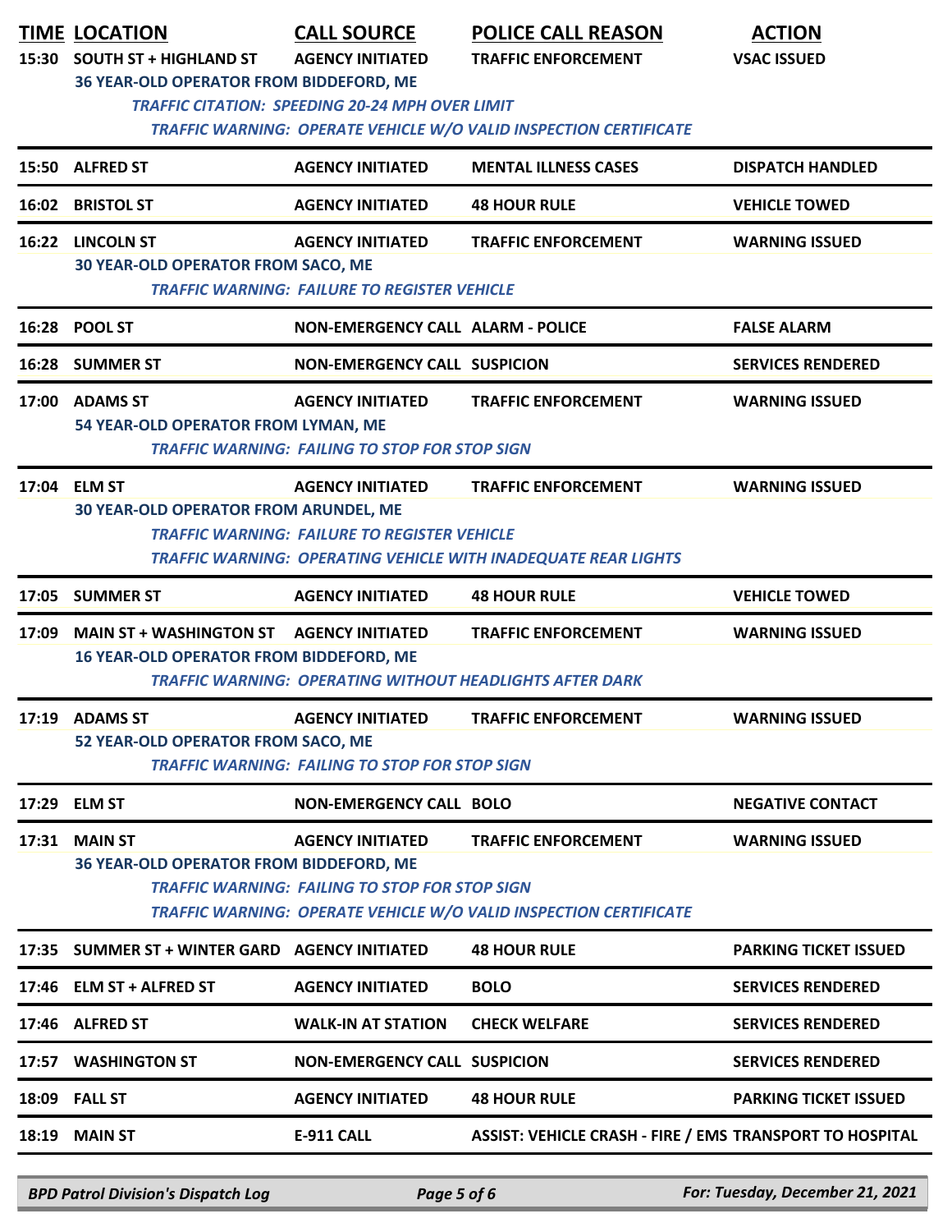| TIME | LOCATION | CALL SOURCE | POLICE CALL REASON | ACTION |
|---|---|---|---|---|
| 15:30 | SOUTH ST + HIGHLAND ST | AGENCY INITIATED | TRAFFIC ENFORCEMENT | VSAC ISSUED |
| | 36 YEAR-OLD OPERATOR FROM BIDDEFORD, ME | | | |
| | *TRAFFIC CITATION: SPEEDING 20-24 MPH OVER LIMIT* | | | |
| | *TRAFFIC WARNING: OPERATE VEHICLE W/O VALID INSPECTION CERTIFICATE* | | | |
| 15:50 | ALFRED ST | AGENCY INITIATED | MENTAL ILLNESS CASES | DISPATCH HANDLED |
| 16:02 | BRISTOL ST | AGENCY INITIATED | 48 HOUR RULE | VEHICLE TOWED |
| 16:22 | LINCOLN ST | AGENCY INITIATED | TRAFFIC ENFORCEMENT | WARNING ISSUED |
| | 30 YEAR-OLD OPERATOR FROM SACO, ME | | | |
| | *TRAFFIC WARNING: FAILURE TO REGISTER VEHICLE* | | | |
| 16:28 | POOL ST | NON-EMERGENCY CALL | ALARM - POLICE | FALSE ALARM |
| 16:28 | SUMMER ST | NON-EMERGENCY CALL | SUSPICION | SERVICES RENDERED |
| 17:00 | ADAMS ST | AGENCY INITIATED | TRAFFIC ENFORCEMENT | WARNING ISSUED |
| | 54 YEAR-OLD OPERATOR FROM LYMAN, ME | | | |
| | *TRAFFIC WARNING: FAILING TO STOP FOR STOP SIGN* | | | |
| 17:04 | ELM ST | AGENCY INITIATED | TRAFFIC ENFORCEMENT | WARNING ISSUED |
| | 30 YEAR-OLD OPERATOR FROM ARUNDEL, ME | | | |
| | *TRAFFIC WARNING: FAILURE TO REGISTER VEHICLE* | | | |
| | *TRAFFIC WARNING: OPERATING VEHICLE WITH INADEQUATE REAR LIGHTS* | | | |
| 17:05 | SUMMER ST | AGENCY INITIATED | 48 HOUR RULE | VEHICLE TOWED |
| 17:09 | MAIN ST + WASHINGTON ST | AGENCY INITIATED | TRAFFIC ENFORCEMENT | WARNING ISSUED |
| | 16 YEAR-OLD OPERATOR FROM BIDDEFORD, ME | | | |
| | *TRAFFIC WARNING: OPERATING WITHOUT HEADLIGHTS AFTER DARK* | | | |
| 17:19 | ADAMS ST | AGENCY INITIATED | TRAFFIC ENFORCEMENT | WARNING ISSUED |
| | 52 YEAR-OLD OPERATOR FROM SACO, ME | | | |
| | *TRAFFIC WARNING: FAILING TO STOP FOR STOP SIGN* | | | |
| 17:29 | ELM ST | NON-EMERGENCY CALL | BOLO | NEGATIVE CONTACT |
| 17:31 | MAIN ST | AGENCY INITIATED | TRAFFIC ENFORCEMENT | WARNING ISSUED |
| | 36 YEAR-OLD OPERATOR FROM BIDDEFORD, ME | | | |
| | *TRAFFIC WARNING: FAILING TO STOP FOR STOP SIGN* | | | |
| | *TRAFFIC WARNING: OPERATE VEHICLE W/O VALID INSPECTION CERTIFICATE* | | | |
| 17:35 | SUMMER ST + WINTER GARD | AGENCY INITIATED | 48 HOUR RULE | PARKING TICKET ISSUED |
| 17:46 | ELM ST + ALFRED ST | AGENCY INITIATED | BOLO | SERVICES RENDERED |
| 17:46 | ALFRED ST | WALK-IN AT STATION | CHECK WELFARE | SERVICES RENDERED |
| 17:57 | WASHINGTON ST | NON-EMERGENCY CALL | SUSPICION | SERVICES RENDERED |
| 18:09 | FALL ST | AGENCY INITIATED | 48 HOUR RULE | PARKING TICKET ISSUED |
| 18:19 | MAIN ST | E-911 CALL | ASSIST: VEHICLE CRASH - FIRE / EMS | TRANSPORT TO HOSPITAL |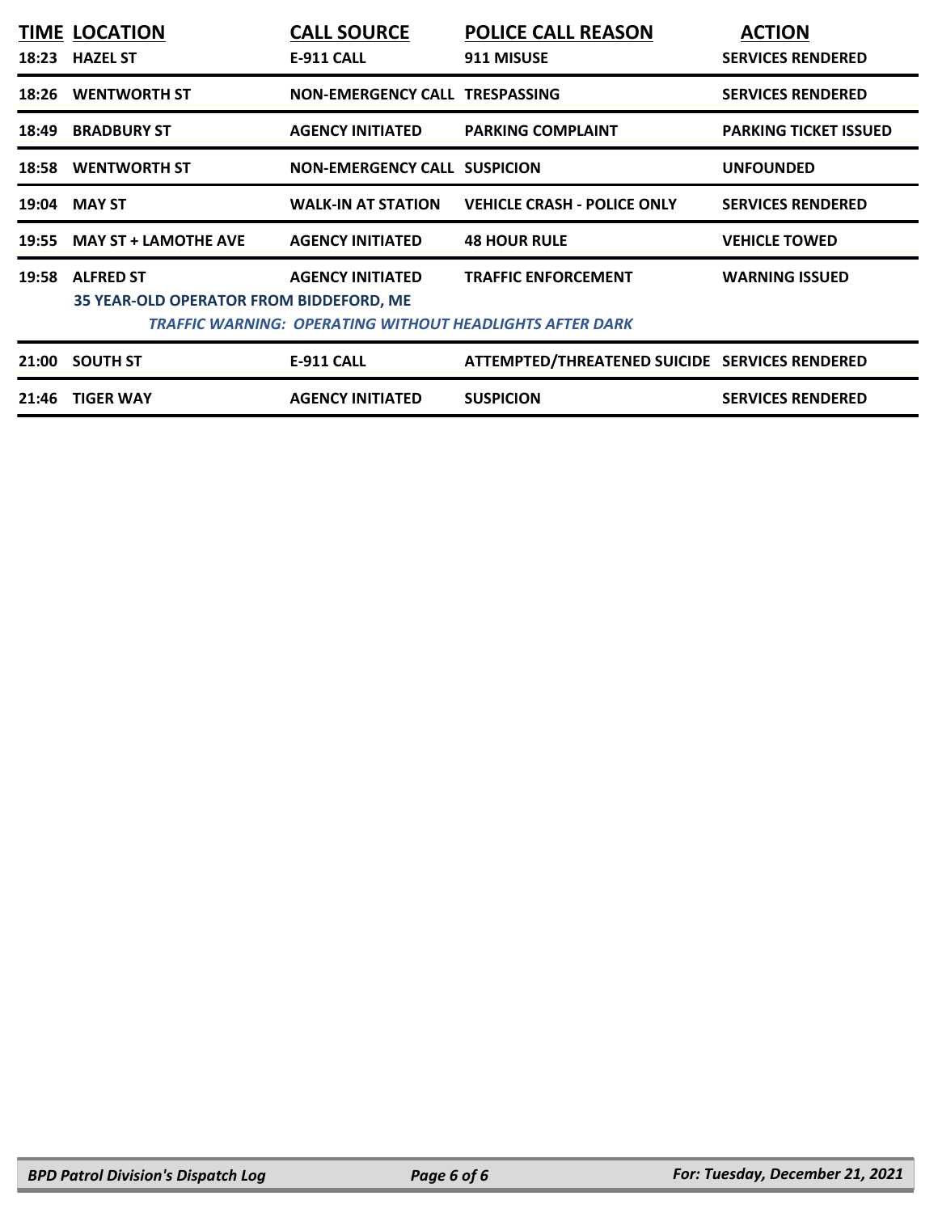| TIME | LOCATION | CALL SOURCE | POLICE CALL REASON | ACTION |
|---|---|---|---|---|
| 18:23 | HAZEL ST | E-911 CALL | 911 MISUSE | SERVICES RENDERED |
| 18:26 | WENTWORTH ST | NON-EMERGENCY CALL | TRESPASSING | SERVICES RENDERED |
| 18:49 | BRADBURY ST | AGENCY INITIATED | PARKING COMPLAINT | PARKING TICKET ISSUED |
| 18:58 | WENTWORTH ST | NON-EMERGENCY CALL | SUSPICION | UNFOUNDED |
| 19:04 | MAY ST | WALK-IN AT STATION | VEHICLE CRASH - POLICE ONLY | SERVICES RENDERED |
| 19:55 | MAY ST + LAMOTHE AVE | AGENCY INITIATED | 48 HOUR RULE | VEHICLE TOWED |
| 19:58 | ALFRED ST<br>**35 YEAR-OLD OPERATOR FROM BIDDEFORD, ME**<br>*TRAFFIC WARNING: OPERATING WITHOUT HEADLIGHTS AFTER DARK* | AGENCY INITIATED | TRAFFIC ENFORCEMENT | WARNING ISSUED |
| 21:00 | SOUTH ST | E-911 CALL | ATTEMPTED/THREATENED SUICIDE | SERVICES RENDERED |
| 21:46 | TIGER WAY | AGENCY INITIATED | SUSPICION | SERVICES RENDERED |